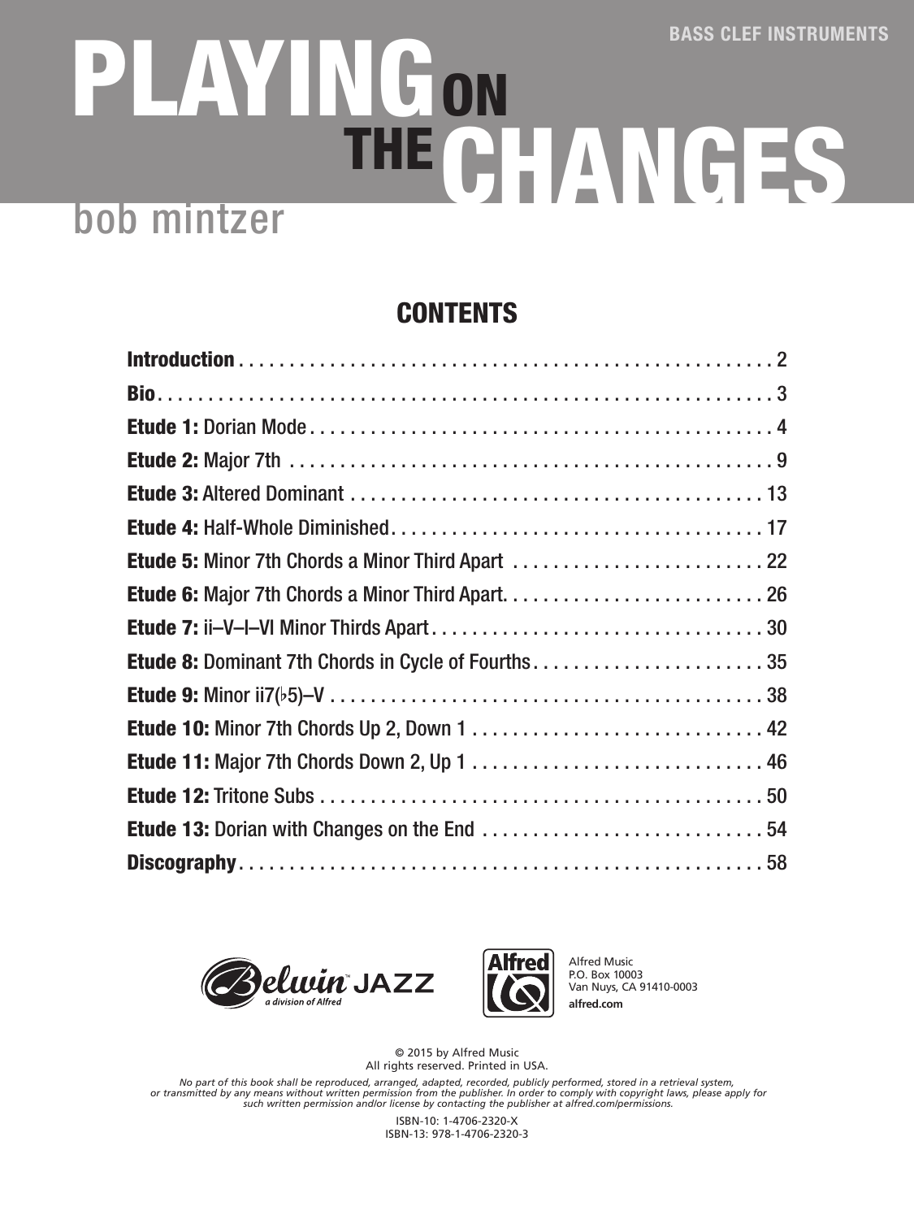BASS CLEF INSTRUMENTS

# PLAYING ON THE CHANGES

bob mintzer

## CONTENTS

| | |
|---|---|
| **Introduction** | 2 |
| **Bio** | 3 |
| **Etude 1:** Dorian Mode | 4 |
| **Etude 2:** Major 7th | 9 |
| **Etude 3:** Altered Dominant | 13 |
| **Etude 4:** Half-Whole Diminished | 17 |
| **Etude 5:** Minor 7th Chords a Minor Third Apart | 22 |
| **Etude 6:** Major 7th Chords a Minor Third Apart | 26 |
| **Etude 7:** ii–V–I–VI Minor Thirds Apart | 30 |
| **Etude 8:** Dominant 7th Chords in Cycle of Fourths | 35 |
| **Etude 9:** Minor ii7(♭5)–V | 38 |
| **Etude 10:** Minor 7th Chords Up 2, Down 1 | 42 |
| **Etude 11:** Major 7th Chords Down 2, Up 1 | 46 |
| **Etude 12:** Tritone Subs | 50 |
| **Etude 13:** Dorian with Changes on the End | 54 |
| **Discography** | 58 |

Belwin JAZZ
a division of Alfred

Alfred Music
P.O. Box 10003
Van Nuys, CA 91410-0003
alfred.com

© 2015 by Alfred Music
All rights reserved. Printed in USA.

*No part of this book shall be reproduced, arranged, adapted, recorded, publicly performed, stored in a retrieval system, or transmitted by any means without written permission from the publisher. In order to comply with copyright laws, please apply for such written permission and/or license by contacting the publisher at alfred.com/permissions.*

ISBN-10: 1-4706-2320-X
ISBN-13: 978-1-4706-2320-3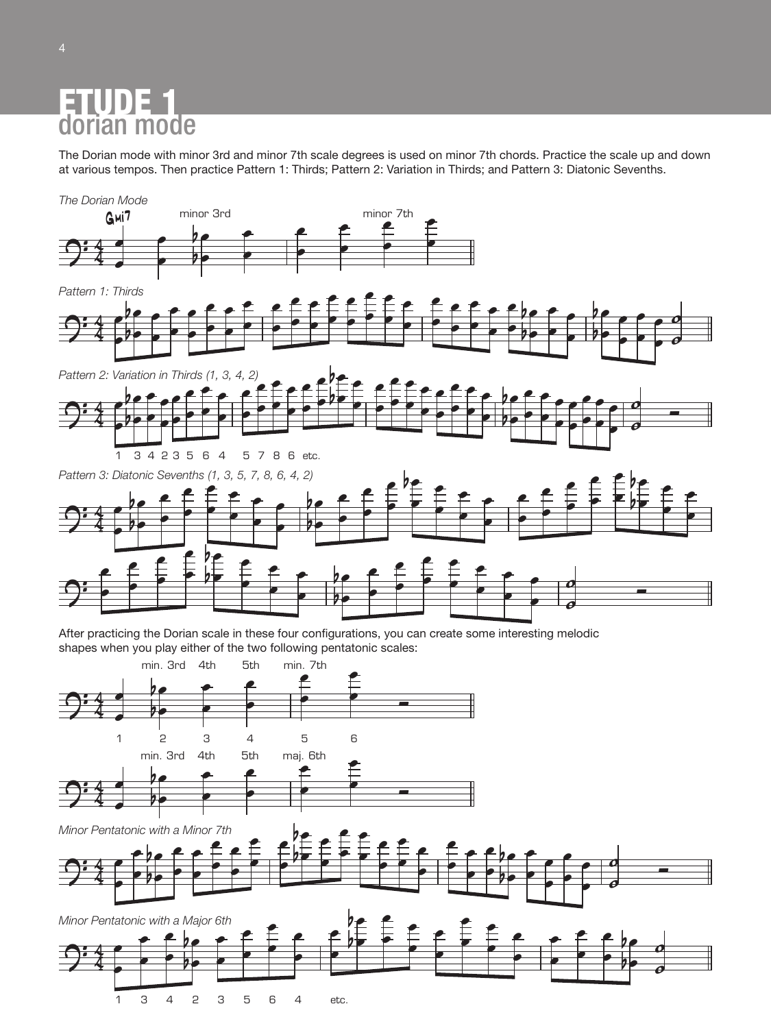# ETUDE 1
## dorian mode

The Dorian mode with minor 3rd and minor 7th scale degrees is used on minor 7th chords. Practice the scale up and down at various tempos. Then practice Pattern 1: Thirds; Pattern 2: Variation in Thirds; and Pattern 3: Diatonic Sevenths.

*The Dorian Mode*

Gmi7 — minor 3rd — minor 7th

*Pattern 1: Thirds*

*Pattern 2: Variation in Thirds (1, 3, 4, 2)*

1 3 4 2 3 5 6 4 5 7 8 6 etc.

*Pattern 3: Diatonic Sevenths (1, 3, 5, 7, 8, 6, 4, 2)*

After practicing the Dorian scale in these four configurations, you can create some interesting melodic shapes when you play either of the two following pentatonic scales:

min. 3rd 4th 5th min. 7th

1 2 3 4 5 6

min. 3rd 4th 5th maj. 6th

*Minor Pentatonic with a Minor 7th*

*Minor Pentatonic with a Major 6th*

1 3 4 2 3 5 6 4 etc.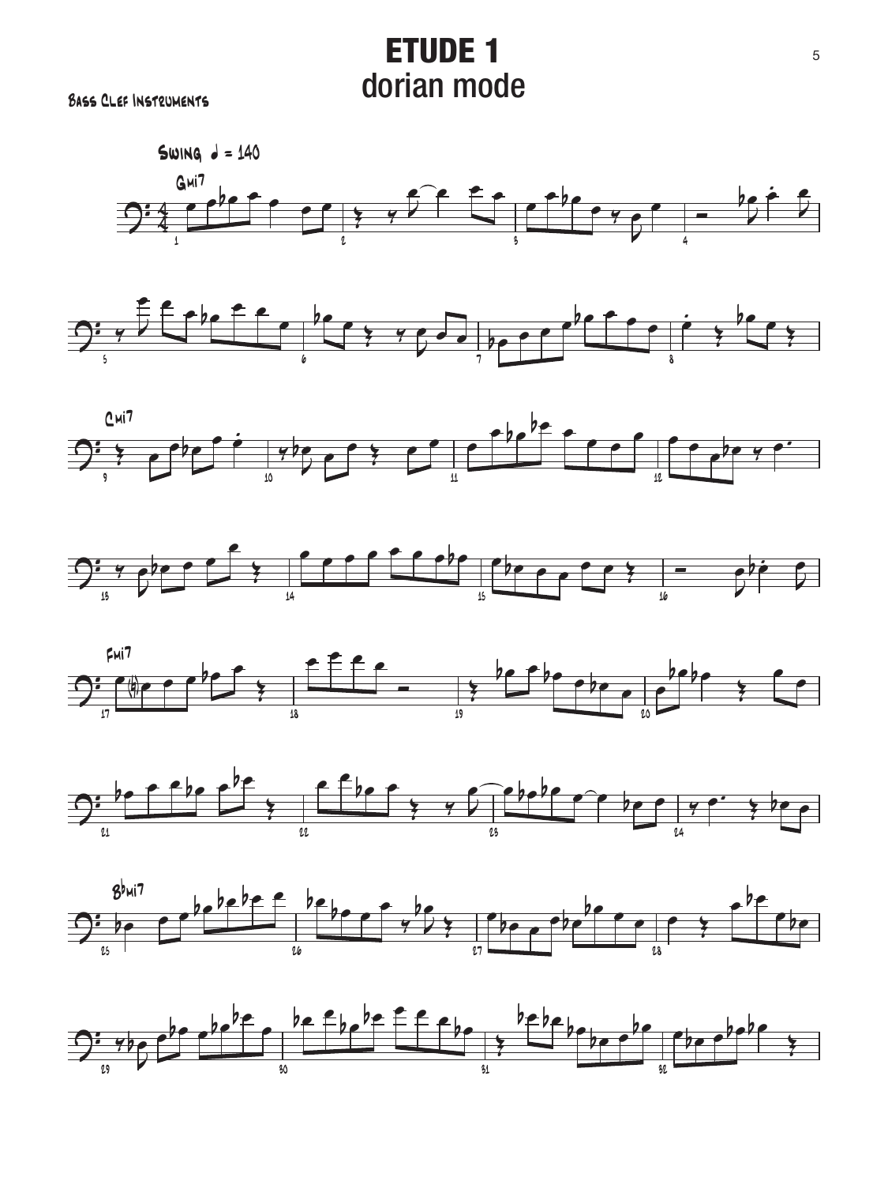# ETUDE 1

## dorian mode

Bass Clef Instruments

Swing ♩ = 140

Gmi7

Cmi7

Fmi7

B♭mi7